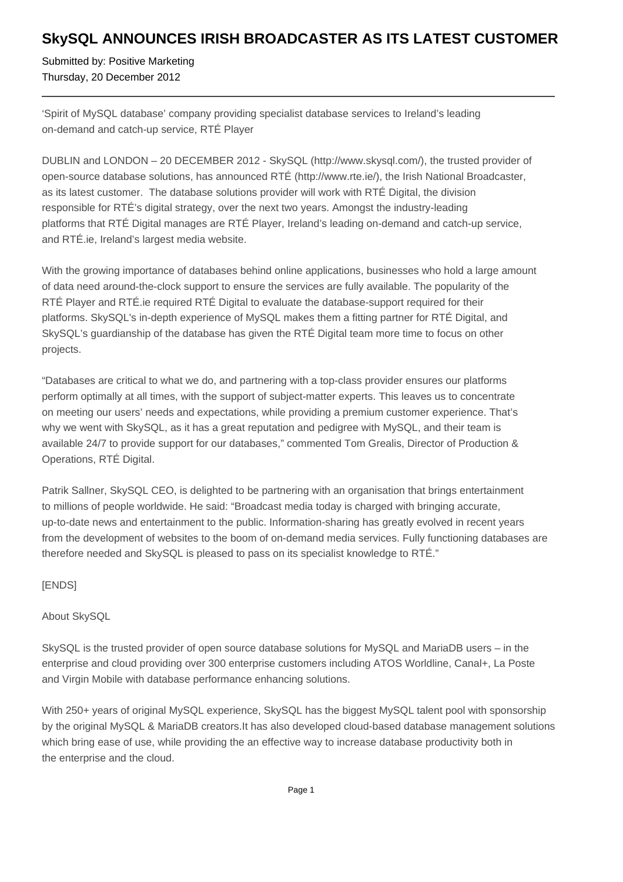# SkySQL ANNOUNCES IRISH BROADCASTER AS ITS LATEST CUSTOMER

Submitted by: Positive Marketing
Thursday, 20 December 2012

---

'Spirit of MySQL database' company providing specialist database services to Ireland's leading on-demand and catch-up service, RTÉ Player

DUBLIN and LONDON – 20 DECEMBER 2012 - SkySQL (http://www.skysql.com/), the trusted provider of open-source database solutions, has announced RTÉ (http://www.rte.ie/), the Irish National Broadcaster, as its latest customer.  The database solutions provider will work with RTÉ Digital, the division responsible for RTÉ's digital strategy, over the next two years. Amongst the industry-leading platforms that RTÉ Digital manages are RTÉ Player, Ireland's leading on-demand and catch-up service, and RTÉ.ie, Ireland's largest media website.

With the growing importance of databases behind online applications, businesses who hold a large amount of data need around-the-clock support to ensure the services are fully available. The popularity of the RTÉ Player and RTÉ.ie required RTÉ Digital to evaluate the database-support required for their platforms. SkySQL's in-depth experience of MySQL makes them a fitting partner for RTÉ Digital, and SkySQL's guardianship of the database has given the RTÉ Digital team more time to focus on other projects.

"Databases are critical to what we do, and partnering with a top-class provider ensures our platforms perform optimally at all times, with the support of subject-matter experts. This leaves us to concentrate on meeting our users' needs and expectations, while providing a premium customer experience. That's why we went with SkySQL, as it has a great reputation and pedigree with MySQL, and their team is available 24/7 to provide support for our databases," commented Tom Grealis, Director of Production & Operations, RTÉ Digital.

Patrik Sallner, SkySQL CEO, is delighted to be partnering with an organisation that brings entertainment to millions of people worldwide. He said: "Broadcast media today is charged with bringing accurate, up-to-date news and entertainment to the public. Information-sharing has greatly evolved in recent years from the development of websites to the boom of on-demand media services. Fully functioning databases are therefore needed and SkySQL is pleased to pass on its specialist knowledge to RTÉ."

[ENDS]

About SkySQL

SkySQL is the trusted provider of open source database solutions for MySQL and MariaDB users – in the enterprise and cloud providing over 300 enterprise customers including ATOS Worldline, Canal+, La Poste and Virgin Mobile with database performance enhancing solutions.

With 250+ years of original MySQL experience, SkySQL has the biggest MySQL talent pool with sponsorship by the original MySQL & MariaDB creators.It has also developed cloud-based database management solutions which bring ease of use, while providing the an effective way to increase database productivity both in the enterprise and the cloud.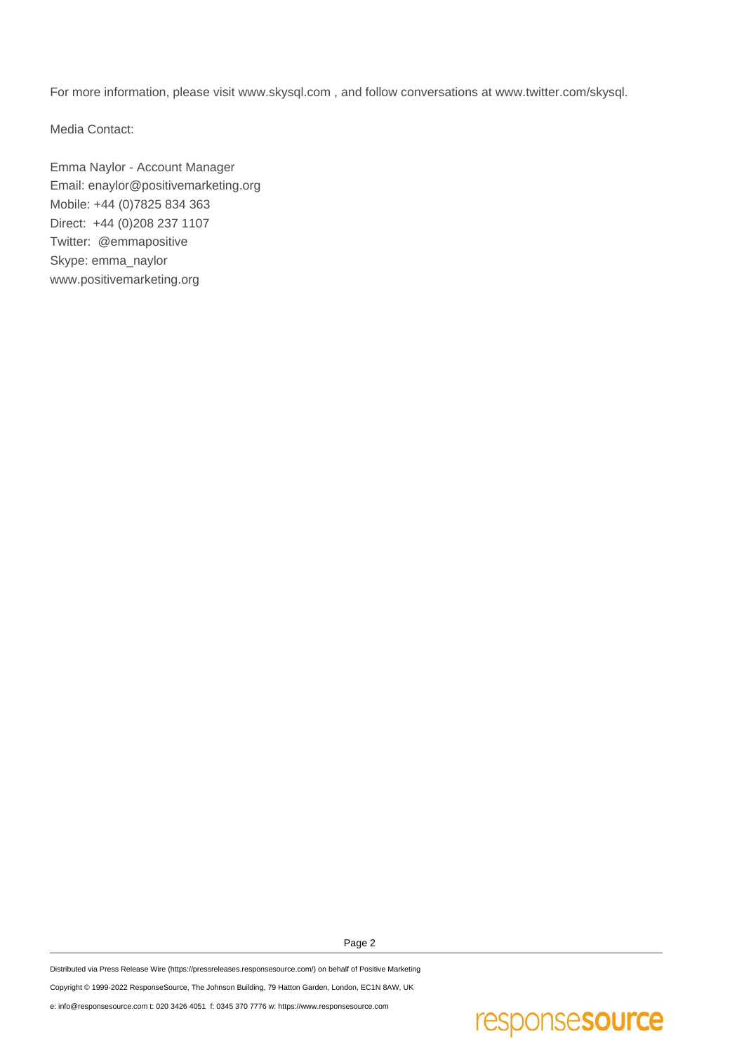For more information, please visit www.skysql.com , and follow conversations at www.twitter.com/skysql.

Media Contact:

Emma Naylor - Account Manager  
Email: enaylor@positivemarketing.org  
Mobile: +44 (0)7825 834 363  
Direct: +44 (0)208 237 1107  
Twitter: @emmapositive  
Skype: emma_naylor  
www.positivemarketing.org